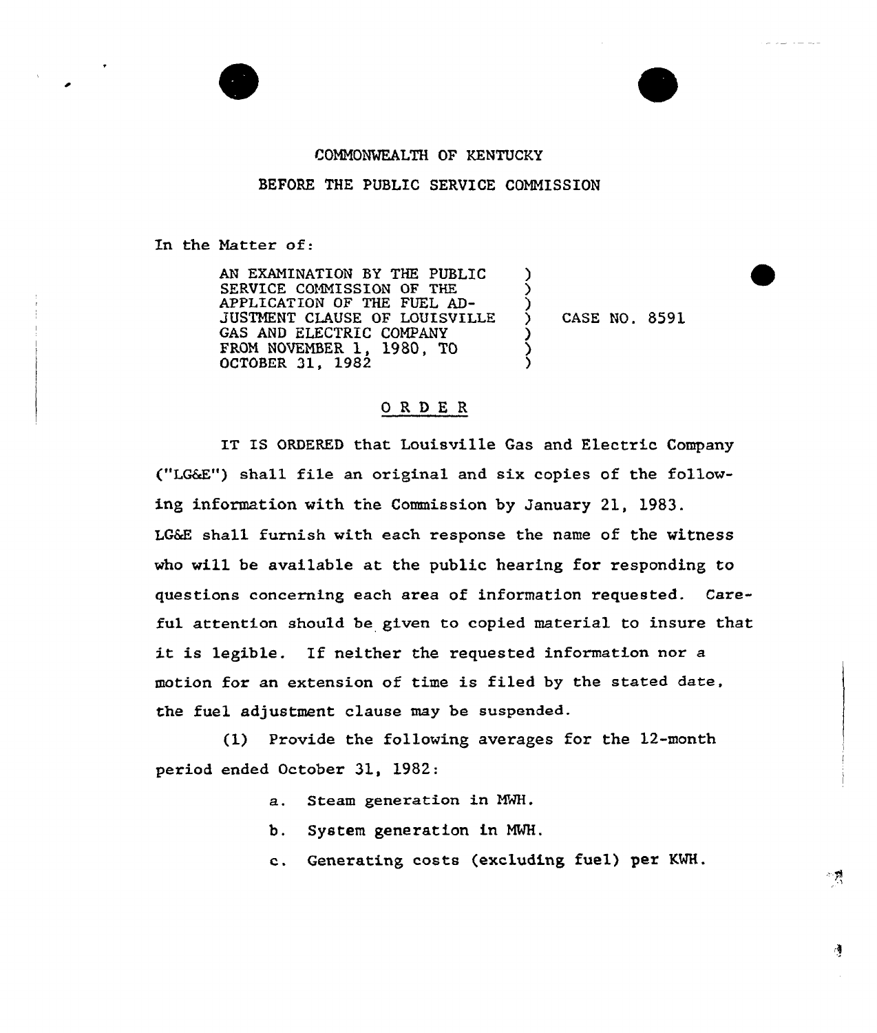COMMONWEALTH OF KENTUCKY

BEFORE THE PUBLIC SERVICE COMMISSION

In the Matter of:

AN EXAMINATION BY THE PUBLIC SERVICE COMMISSION OF THE APPLICATION OF THE FUEL ADJUSTMENT CLAUSE OF LOUISVILLE GAS AND ELECTRIC COMPANY FROM NOVEMBER 1, 1980, TO OCTOBER 31, 1982 ) CASE NO. 8591

# ORDER

IT IS ORDERED that Louisville Gas and Electric Company ("LG&E") shall file an original and six copies of the following information with the Commission by January 21, 1983. LG&E shall furnish with each response the name of the witness who will be available at the public hearing for responding to questions concerning each area of information requested. Careful attention should be given to copied material to insure that it is legible. If neither the requested information nor a motion for an extension of time is filed by the stated date, the fuel adjustment clause may be suspended.

(1) Provide the following averages for the 12-month period ended October 31, 1982:

a. Steam generation in MWH.

b. System generation in MWH.

c. Generating costs (excluding fuel) per KWH.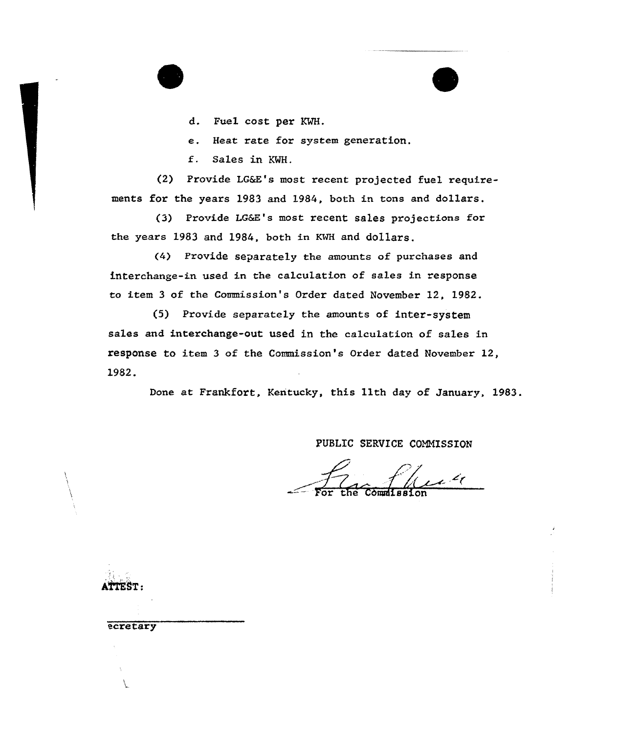d. Fuel cost per KWH.

e. Heat rate for system generation.

f. Sales in KWH.

(2) Provide LG&E's most recent projected fuel requirements for the years 1983 and 1984, both in tons and dollars.

(3) Provide LG&E's most recent sales projections for the years 1983 and 1984, both in KWH and dollars.

(4) Provide separately the amounts of purchases and interchange-in used in the calculation of sales in response to item 3 of the Commission's Order dated November 12, 1982.

(5) Provide separately the amounts of inter-system sales and interchange-out used in the calculation of sales in response to item 3 of the Commission's Order dated November 12, 1982.

Done at Frankfort, Kentucky, this 11th day of January, 1983.

PUBLIC SERVICE COMMISSION

For the Commission

ATTEST:

ecretary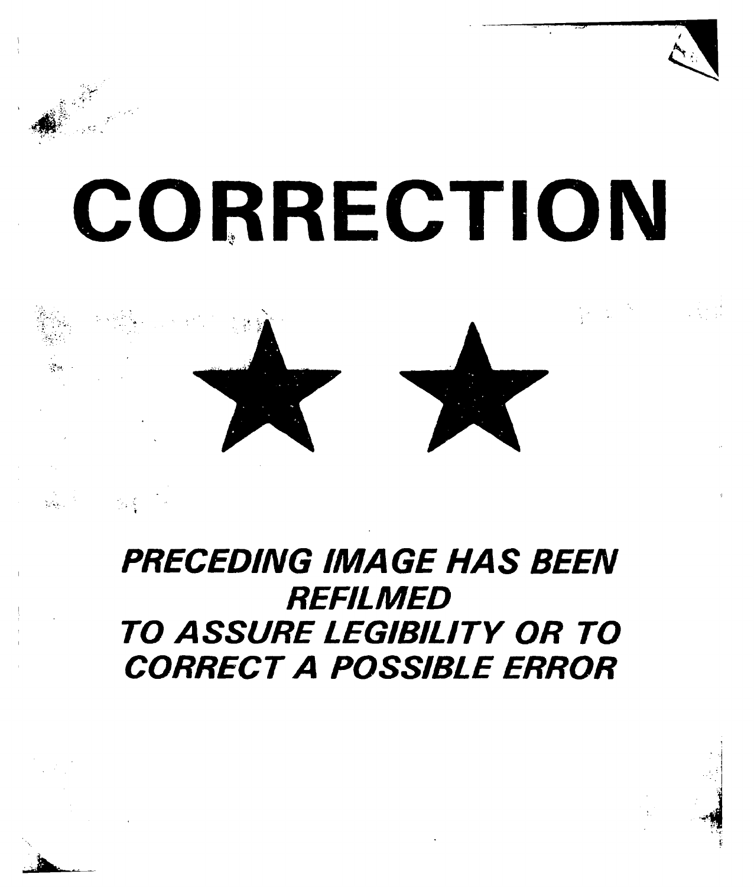# CORRECTION

★ ★

***PRECEDING IMAGE HAS BEEN REFILMED TO ASSURE LEGIBILITY OR TO CORRECT A POSSIBLE ERROR***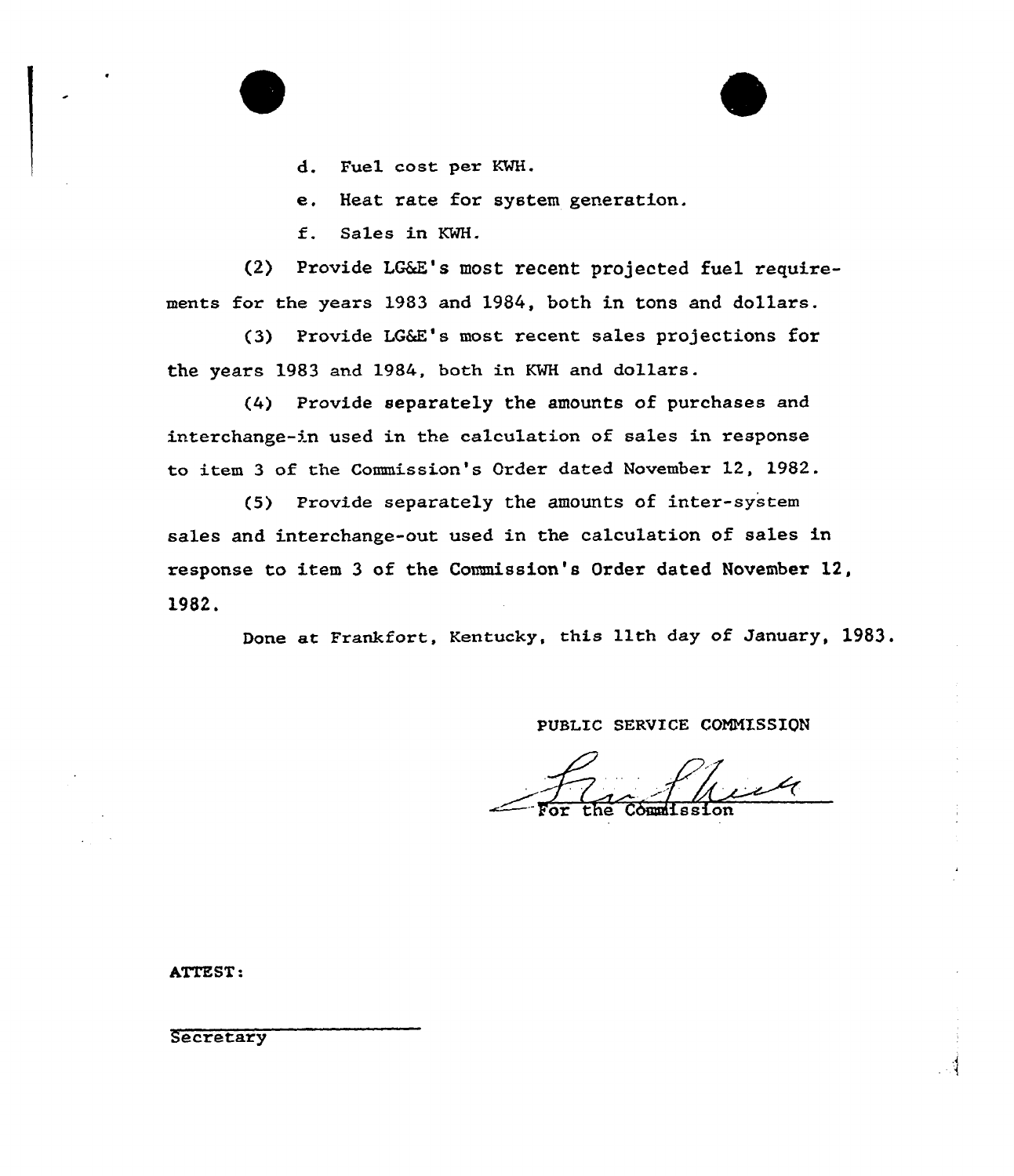d. Fuel cost per KWH.

e. Heat rate for system generation.

f. Sales in KWH.

(2) Provide LG&E's most recent projected fuel requirements for the years 1983 and 1984, both in tons and dollars.

(3) Provide LG&E's most recent sales projections for the years 1983 and 1984, both in KWH and dollars.

(4) Provide separately the amounts of purchases and interchange-in used in the calculation of sales in response to item 3 of the Commission's Order dated November 12, 1982.

(5) Provide separately the amounts of inter-system sales and interchange-out used in the calculation of sales in response to item 3 of the Commission's Order dated November 12, 1982.

Done at Frankfort, Kentucky, this 11th day of January, 1983.

PUBLIC SERVICE COMMISSION

For the Commission

ATTEST:

Secretary